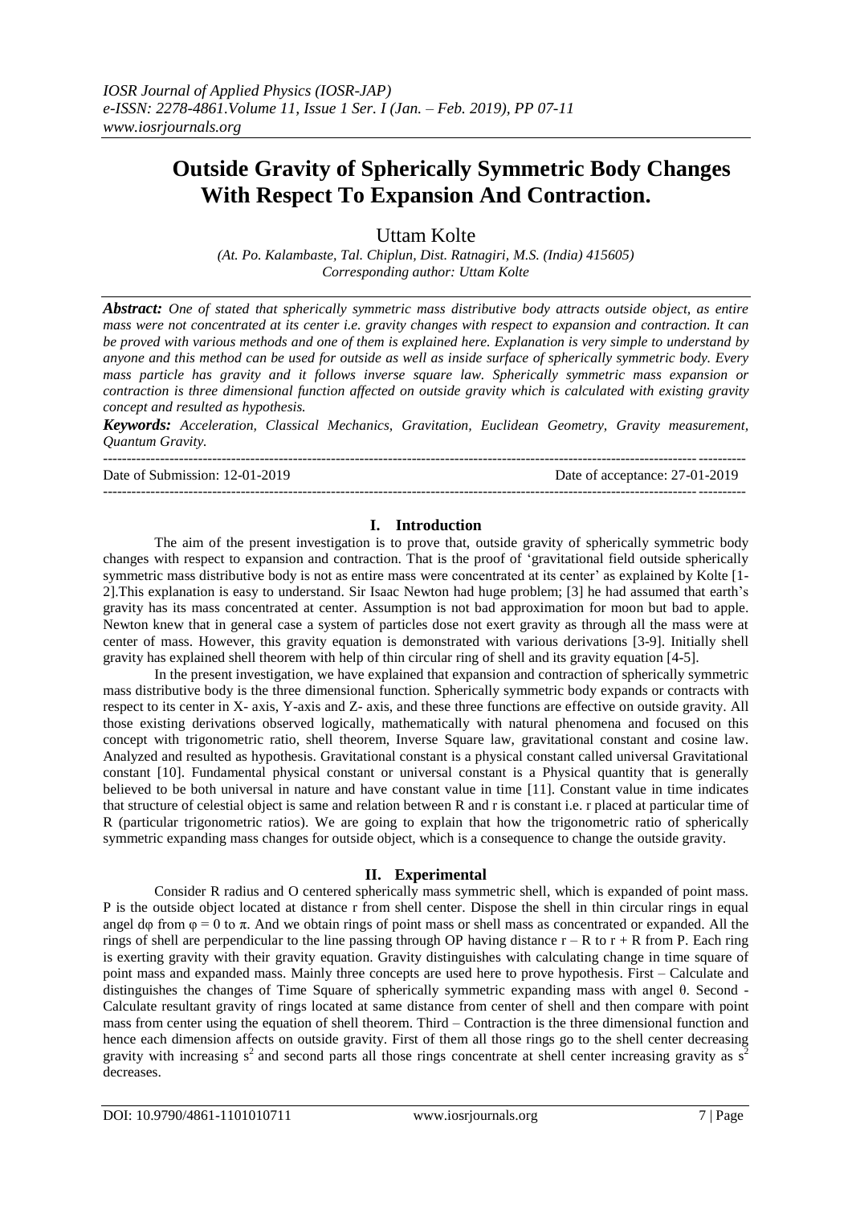# Outside Gravity of Spherically Symmetric Body Changes With Respect To Expansion And Contraction.

Uttam Kolte

*(At. Po. Kalambaste, Tal. Chiplun, Dist. Ratnagiri, M.S. (India) 415605)*
*Corresponding author: Uttam Kolte*

***Abstract:*** *One of stated that spherically symmetric mass distributive body attracts outside object, as entire mass were not concentrated at its center i.e. gravity changes with respect to expansion and contraction. It can be proved with various methods and one of them is explained here. Explanation is very simple to understand by anyone and this method can be used for outside as well as inside surface of spherically symmetric body. Every mass particle has gravity and it follows inverse square law. Spherically symmetric mass expansion or contraction is three dimensional function affected on outside gravity which is calculated with existing gravity concept and resulted as hypothesis.*

***Keywords:*** *Acceleration, Classical Mechanics, Gravitation, Euclidean Geometry, Gravity measurement, Quantum Gravity.*

---

Date of Submission: 12-01-2019 Date of acceptance: 27-01-2019

---

## I. Introduction

The aim of the present investigation is to prove that, outside gravity of spherically symmetric body changes with respect to expansion and contraction. That is the proof of 'gravitational field outside spherically symmetric mass distributive body is not as entire mass were concentrated at its center' as explained by Kolte [1-2].This explanation is easy to understand. Sir Isaac Newton had huge problem; [3] he had assumed that earth's gravity has its mass concentrated at center. Assumption is not bad approximation for moon but bad to apple. Newton knew that in general case a system of particles dose not exert gravity as through all the mass were at center of mass. However, this gravity equation is demonstrated with various derivations [3-9]. Initially shell gravity has explained shell theorem with help of thin circular ring of shell and its gravity equation [4-5].

In the present investigation, we have explained that expansion and contraction of spherically symmetric mass distributive body is the three dimensional function. Spherically symmetric body expands or contracts with respect to its center in X- axis, Y-axis and Z- axis, and these three functions are effective on outside gravity. All those existing derivations observed logically, mathematically with natural phenomena and focused on this concept with trigonometric ratio, shell theorem, Inverse Square law, gravitational constant and cosine law. Analyzed and resulted as hypothesis. Gravitational constant is a physical constant called universal Gravitational constant [10]. Fundamental physical constant or universal constant is a Physical quantity that is generally believed to be both universal in nature and have constant value in time [11]. Constant value in time indicates that structure of celestial object is same and relation between R and r is constant i.e. r placed at particular time of R (particular trigonometric ratios). We are going to explain that how the trigonometric ratio of spherically symmetric expanding mass changes for outside object, which is a consequence to change the outside gravity.

## II. Experimental

Consider R radius and O centered spherically mass symmetric shell, which is expanded of point mass. P is the outside object located at distance r from shell center. Dispose the shell in thin circular rings in equal angel $d\varphi$ from $\varphi = 0$ to $\pi$. And we obtain rings of point mass or shell mass as concentrated or expanded. All the rings of shell are perpendicular to the line passing through OP having distance $r - R$ to $r + R$ from P. Each ring is exerting gravity with their gravity equation. Gravity distinguishes with calculating change in time square of point mass and expanded mass. Mainly three concepts are used here to prove hypothesis. First – Calculate and distinguishes the changes of Time Square of spherically symmetric expanding mass with angel $\theta$. Second - Calculate resultant gravity of rings located at same distance from center of shell and then compare with point mass from center using the equation of shell theorem. Third – Contraction is the three dimensional function and hence each dimension affects on outside gravity. First of them all those rings go to the shell center decreasing gravity with increasing $s^2$ and second parts all those rings concentrate at shell center increasing gravity as $s^2$ decreases.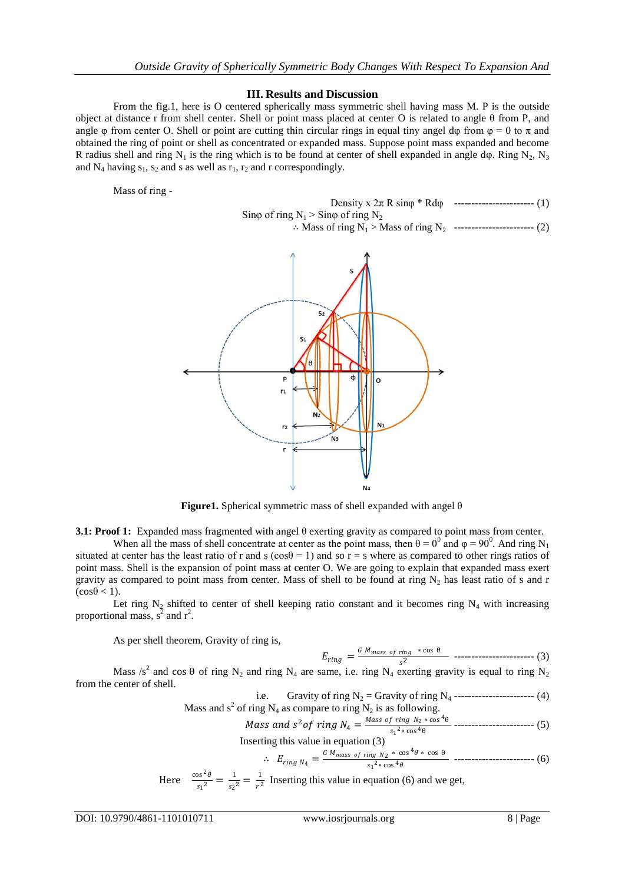## III. Results and Discussion

From the fig.1, here is O centered spherically mass symmetric shell having mass M. P is the outside object at distance r from shell center. Shell or point mass placed at center O is related to angle θ from P, and angle φ from center O. Shell or point are cutting thin circular rings in equal tiny angel dφ from φ = 0 to π and obtained the ring of point or shell as concentrated or expanded mass. Suppose point mass expanded and become R radius shell and ring $N_1$ is the ring which is to be found at center of shell expanded in angle dφ. Ring $N_2$, $N_3$ and $N_4$ having $s_1$, $s_2$ and s as well as $r_1$, $r_2$ and r correspondingly.

Mass of ring -

$$\text{Density} \times 2\pi R \sin\varphi * R d\varphi \quad \text{----------------------- (1)}$$

$$\sin\varphi \text{ of ring } N_1 > \sin\varphi \text{ of ring } N_2$$

$$\therefore \text{Mass of ring } N_1 > \text{Mass of ring } N_2 \quad \text{----------------------- (2)}$$

**Figure1.** Spherical symmetric mass of shell expanded with angel θ

**3.1: Proof 1:** Expanded mass fragmented with angel θ exerting gravity as compared to point mass from center.

When all the mass of shell concentrate at center as the point mass, then $\theta = 0^0$ and $\varphi = 90^0$. And ring $N_1$ situated at center has the least ratio of r and s (cosθ = 1) and so r = s where as compared to other rings ratios of point mass. Shell is the expansion of point mass at center O. We are going to explain that expanded mass exert gravity as compared to point mass from center. Mass of shell to be found at ring $N_2$ has least ratio of s and r (cosθ < 1).

Let ring $N_2$ shifted to center of shell keeping ratio constant and it becomes ring $N_4$ with increasing proportional mass, $s^2$ and $r^2$.

As per shell theorem, Gravity of ring is,

$$E_{ring} = \frac{G\, M_{mass\ of\ ring} * \cos\theta}{s^2} \quad \text{----------------------- (3)}$$

Mass $/s^2$ and cos θ of ring $N_2$ and ring $N_4$ are same, i.e. ring $N_4$ exerting gravity is equal to ring $N_2$ from the center of shell.

i.e. Gravity of ring $N_2$ = Gravity of ring $N_4$ ----------------------- (4)

Mass and $s^2$ of ring $N_4$ as compare to ring $N_2$ is as following.

$$Mass\ and\ s^2 of\ ring\ N_4 = \frac{Mass\ of\ ring\ N_2 * \cos^4\theta}{{s_1}^2 * \cos^4\theta} \quad \text{----------------------- (5)}$$

Inserting this value in equation (3)

$$\therefore\ E_{ring\ N_4} = \frac{G\, M_{mass\ of\ ring\ N2} * \cos^4\theta * \cos\theta}{{s_1}^2 * \cos^4\theta} \quad \text{----------------------- (6)}$$

Here $\frac{\cos^2\theta}{{s_1}^2} = \frac{1}{{s_2}^2} = \frac{1}{r^2}$ Inserting this value in equation (6) and we get,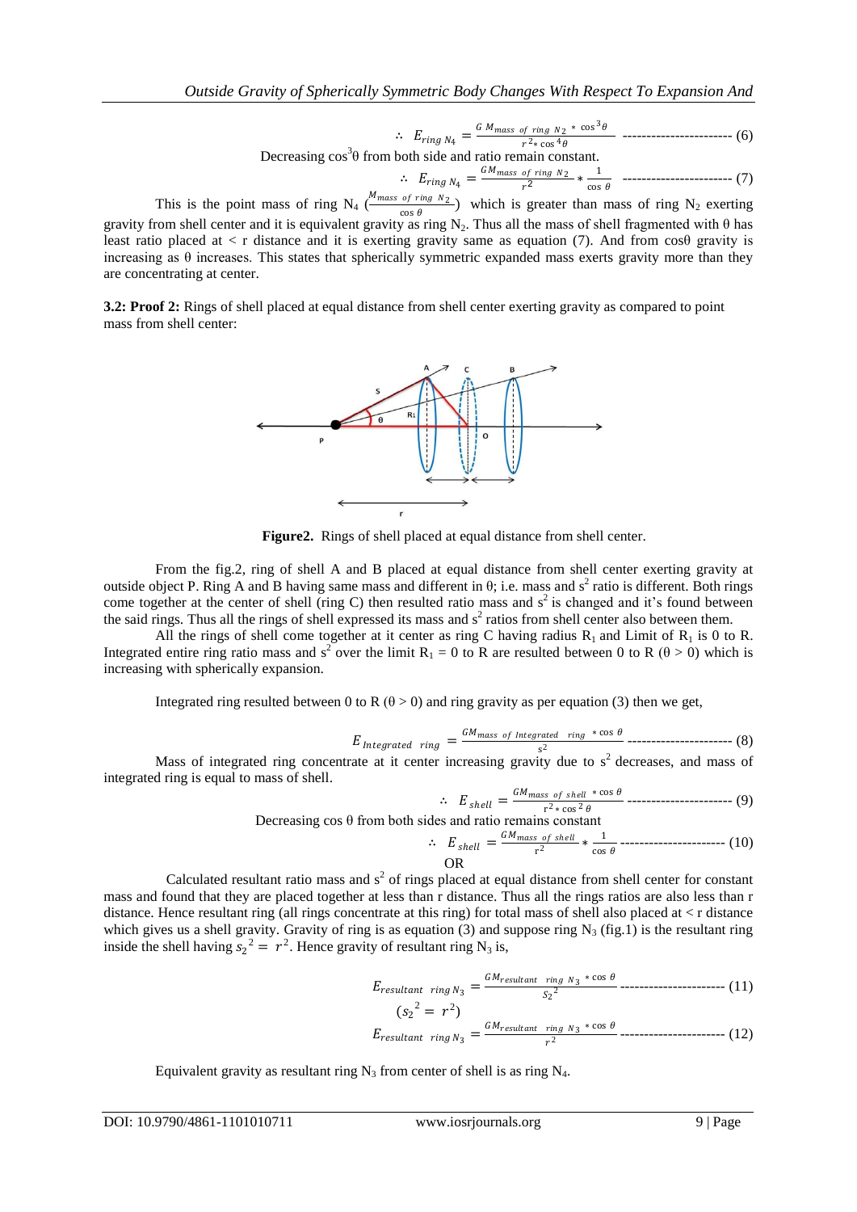$$\therefore \;\; E_{ring\ N_4} = \frac{G\ M_{mass\ of\ ring\ N_2} * \cos^3\theta}{r^2 * \cos^4\theta} \text{ ----------------------- (6)}$$

Decreasing $\cos^3\theta$ from both side and ratio remain constant.

$$\therefore \;\; E_{ring\ N_4} = \frac{GM_{mass\ of\ ring\ N_2}}{r^2} * \frac{1}{\cos\theta} \text{ ----------------------- (7)}$$

This is the point mass of ring $N_4$ ($\frac{M_{mass\ of\ ring\ N_2}}{\cos\theta}$) which is greater than mass of ring $N_2$ exerting gravity from shell center and it is equivalent gravity as ring $N_2$. Thus all the mass of shell fragmented with θ has least ratio placed at < r distance and it is exerting gravity same as equation (7). And from cosθ gravity is increasing as θ increases. This states that spherically symmetric expanded mass exerts gravity more than they are concentrating at center.

**3.2: Proof 2:** Rings of shell placed at equal distance from shell center exerting gravity as compared to point mass from shell center:

**Figure2.** Rings of shell placed at equal distance from shell center.

From the fig.2, ring of shell A and B placed at equal distance from shell center exerting gravity at outside object P. Ring A and B having same mass and different in θ; i.e. mass and $s^2$ ratio is different. Both rings come together at the center of shell (ring C) then resulted ratio mass and $s^2$ is changed and it's found between the said rings. Thus all the rings of shell expressed its mass and $s^2$ ratios from shell center also between them.

All the rings of shell come together at it center as ring C having radius $R_1$ and Limit of $R_1$ is 0 to R. Integrated entire ring ratio mass and $s^2$ over the limit $R_1$ = 0 to R are resulted between 0 to R (θ > 0) which is increasing with spherically expansion.

Integrated ring resulted between 0 to R (θ > 0) and ring gravity as per equation (3) then we get,

$$E_{Integrated\ \ ring} = \frac{GM_{mass\ of\ Integrated\ \ ring} * \cos\theta}{s^2} \text{ ---------------------- (8)}$$

Mass of integrated ring concentrate at it center increasing gravity due to $s^2$ decreases, and mass of integrated ring is equal to mass of shell.

$$\therefore \;\; E_{shell} = \frac{GM_{mass\ of\ shell} * \cos\theta}{r^2 * \cos^2\theta} \text{ ---------------------- (9)}$$

Decreasing cos θ from both sides and ratio remains constant

$$\therefore \;\; E_{shell} = \frac{GM_{mass\ of\ shell}}{r^2} * \frac{1}{\cos\theta} \text{ ---------------------- (10)}$$

OR

Calculated resultant ratio mass and $s^2$ of rings placed at equal distance from shell center for constant mass and found that they are placed together at less than r distance. Thus all the rings ratios are also less than r distance. Hence resultant ring (all rings concentrate at this ring) for total mass of shell also placed at < r distance which gives us a shell gravity. Gravity of ring is as equation (3) and suppose ring $N_3$ (fig.1) is the resultant ring inside the shell having ${s_2}^2 = r^2$. Hence gravity of resultant ring $N_3$ is,

$$E_{resultant\ \ ring\ N_3} = \frac{GM_{resultant\ \ ring\ N_3} * \cos\theta}{{s_2}^2} \text{ ---------------------- (11)}$$

$$({s_2}^2 = r^2)$$

$$E_{resultant\ \ ring\ N_3} = \frac{GM_{resultant\ \ ring\ N_3} * \cos\theta}{r^2} \text{ ---------------------- (12)}$$

Equivalent gravity as resultant ring $N_3$ from center of shell is as ring $N_4$.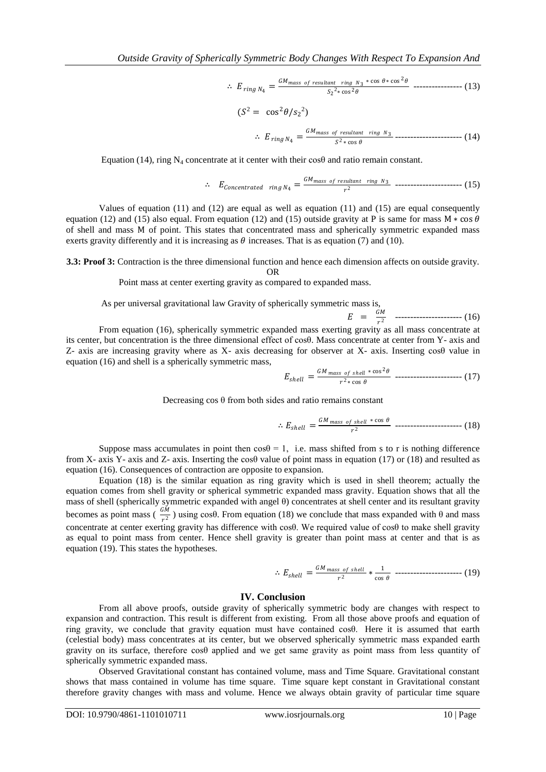$$\therefore\ E_{ring\ N_4} = \frac{GM_{mass\ of\ resultant\ \ ring\ N_3} * \cos\theta * \cos^2\theta}{S_2{}^2 * \cos^2\theta} \text{ ---------------- (13)}$$

$$(S^2 = \cos^2\theta / s_2{}^2)$$

$$\therefore\ E_{ring\ N_4} = \frac{GM_{mass\ of\ resultant\ \ ring\ N_3}}{S^2 * \cos\theta} \text{ ---------------------- (14)}$$

Equation (14), ring $N_4$ concentrate at it center with their cosθ and ratio remain constant.

$$\therefore\ \ E_{Concentrated\ \ ring\ N_4} = \frac{GM_{mass\ of\ resultant\ \ ring\ N_3}}{r^2} \text{ ---------------------- (15)}$$

Values of equation (11) and (12) are equal as well as equation (11) and (15) are equal consequently equation (12) and (15) also equal. From equation (12) and (15) outside gravity at P is same for mass $M * \cos\theta$ of shell and mass M of point. This states that concentrated mass and spherically symmetric expanded mass exerts gravity differently and it is increasing as $\theta$ increases. That is as equation (7) and (10).

**3.3: Proof 3:** Contraction is the three dimensional function and hence each dimension affects on outside gravity.

OR

Point mass at center exerting gravity as compared to expanded mass.

As per universal gravitational law Gravity of spherically symmetric mass is,

$$E = \frac{GM}{r^2} \text{ ---------------------- (16)}$$

From equation (16), spherically symmetric expanded mass exerting gravity as all mass concentrate at its center, but concentration is the three dimensional effect of cosθ. Mass concentrate at center from Y- axis and Z- axis are increasing gravity where as X- axis decreasing for observer at X- axis. Inserting cosθ value in equation (16) and shell is a spherically symmetric mass,

$$E_{shell} = \frac{GM_{mass\ of\ shell} * \cos^2\theta}{r^2 * \cos\theta} \text{ ---------------------- (17)}$$

Decreasing cos θ from both sides and ratio remains constant

$$\therefore E_{shell} = \frac{GM_{mass\ of\ shell} * \cos\theta}{r^2} \text{ ---------------------- (18)}$$

Suppose mass accumulates in point then $\cos\theta = 1$, i.e. mass shifted from s to r is nothing difference from X- axis Y- axis and Z- axis. Inserting the cosθ value of point mass in equation (17) or (18) and resulted as equation (16). Consequences of contraction are opposite to expansion.

Equation (18) is the similar equation as ring gravity which is used in shell theorem; actually the equation comes from shell gravity or spherical symmetric expanded mass gravity. Equation shows that all the mass of shell (spherically symmetric expanded with angel θ) concentrates at shell center and its resultant gravity becomes as point mass ( $\frac{GM}{r^2}$ ) using cosθ. From equation (18) we conclude that mass expanded with θ and mass concentrate at center exerting gravity has difference with cosθ. We required value of cosθ to make shell gravity as equal to point mass from center. Hence shell gravity is greater than point mass at center and that is as equation (19). This states the hypotheses.

$$\therefore E_{shell} = \frac{GM_{mass\ of\ shell}}{r^2} * \frac{1}{\cos\theta} \text{ ---------------------- (19)}$$

## IV. Conclusion

From all above proofs, outside gravity of spherically symmetric body are changes with respect to expansion and contraction. This result is different from existing. From all those above proofs and equation of ring gravity, we conclude that gravity equation must have contained cosθ. Here it is assumed that earth (celestial body) mass concentrates at its center, but we observed spherically symmetric mass expanded earth gravity on its surface, therefore cosθ applied and we get same gravity as point mass from less quantity of spherically symmetric expanded mass.

Observed Gravitational constant has contained volume, mass and Time Square. Gravitational constant shows that mass contained in volume has time square. Time square kept constant in Gravitational constant therefore gravity changes with mass and volume. Hence we always obtain gravity of particular time square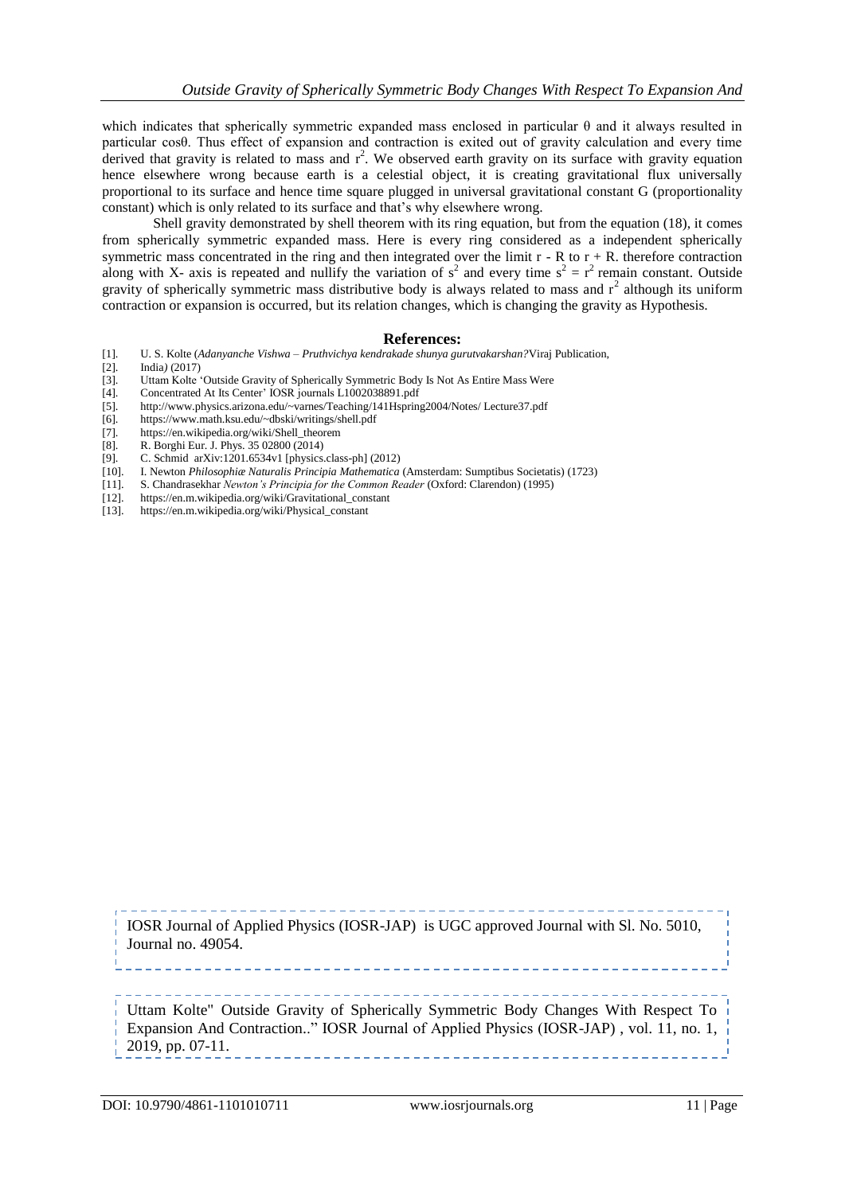which indicates that spherically symmetric expanded mass enclosed in particular θ and it always resulted in particular cosθ. Thus effect of expansion and contraction is exited out of gravity calculation and every time derived that gravity is related to mass and $r^2$. We observed earth gravity on its surface with gravity equation hence elsewhere wrong because earth is a celestial object, it is creating gravitational flux universally proportional to its surface and hence time square plugged in universal gravitational constant G (proportionality constant) which is only related to its surface and that's why elsewhere wrong.

Shell gravity demonstrated by shell theorem with its ring equation, but from the equation (18), it comes from spherically symmetric expanded mass. Here is every ring considered as a independent spherically symmetric mass concentrated in the ring and then integrated over the limit r - R to r + R. therefore contraction along with X- axis is repeated and nullify the variation of $s^2$ and every time $s^2 = r^2$ remain constant. Outside gravity of spherically symmetric mass distributive body is always related to mass and $r^2$ although its uniform contraction or expansion is occurred, but its relation changes, which is changing the gravity as Hypothesis.

## References:

[1]. U. S. Kolte (*Adanyanche Vishwa – Pruthvichya kendrakade shunya gurutvakarshan?* Viraj Publication,
[2]. India*)* (2017)
[3]. Uttam Kolte 'Outside Gravity of Spherically Symmetric Body Is Not As Entire Mass Were
[4]. Concentrated At Its Center' IOSR journals L1002038891.pdf
[5]. http://www.physics.arizona.edu/~varnes/Teaching/141Hspring2004/Notes/ Lecture37.pdf
[6]. https://www.math.ksu.edu/~dbski/writings/shell.pdf
[7]. https://en.wikipedia.org/wiki/Shell_theorem
[8]. R. Borghi Eur. J. Phys. 35 02800 (2014)
[9]. C. Schmid arXiv:1201.6534v1 [physics.class-ph] (2012)
[10]. I. Newton *Philosophiæ Naturalis Principia Mathematica* (Amsterdam: Sumptibus Societatis) (1723)
[11]. S. Chandrasekhar *Newton's Principia for the Common Reader* (Oxford: Clarendon) (1995)
[12]. https://en.m.wikipedia.org/wiki/Gravitational_constant
[13]. https://en.m.wikipedia.org/wiki/Physical_constant

IOSR Journal of Applied Physics (IOSR-JAP) is UGC approved Journal with Sl. No. 5010, Journal no. 49054.

Uttam Kolte" Outside Gravity of Spherically Symmetric Body Changes With Respect To Expansion And Contraction.." IOSR Journal of Applied Physics (IOSR-JAP) , vol. 11, no. 1, 2019, pp. 07-11.